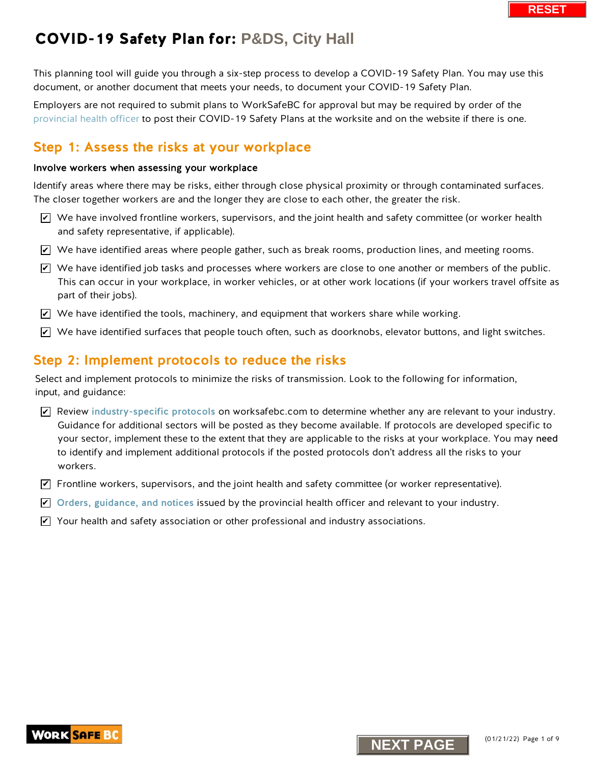# COVID-19 Safety Plan for: P&DS, City Hall

This planning tool will guide you through a six-step process to develop a COVID-19 Safety Plan. You may use this document, or another document that meets your needs, to document your COVID-19 Safety Plan.

Employers are not required to submit plans to WorkSafeBC for approval but may be required by order of the provincial health officer to post their COVID-19 Safety Plans at the worksite and on the website if there is one.

## Step 1: Assess the risks at your workplace

**Involve workers when assessing your workplace**

Identify areas where there may be risks, either through close physical proximity or through contaminated surfaces. The closer together workers are and the longer they are close to each other, the greater the risk.

- [x] We have involved frontline workers, supervisors, and the joint health and safety committee (or worker health and safety representative, if applicable).
- [x] We have identified areas where people gather, such as break rooms, production lines, and meeting rooms.
- [x] We have identified job tasks and processes where workers are close to one another or members of the public. This can occur in your workplace, in worker vehicles, or at other work locations (if your workers travel offsite as part of their jobs).
- [x] We have identified the tools, machinery, and equipment that workers share while working.
- [x] We have identified surfaces that people touch often, such as doorknobs, elevator buttons, and light switches.

## Step 2: Implement protocols to reduce the risks

Select and implement protocols to minimize the risks of transmission. Look to the following for information, input, and guidance:

- [x] Review industry-specific protocols on worksafebc.com to determine whether any are relevant to your industry. Guidance for additional sectors will be posted as they become available. If protocols are developed specific to your sector, implement these to the extent that they are applicable to the risks at your workplace. You may need to identify and implement additional protocols if the posted protocols don't address all the risks to your workers.
- [x] Frontline workers, supervisors, and the joint health and safety committee (or worker representative).
- [x] Orders, guidance, and notices issued by the provincial health officer and relevant to your industry.
- [x] Your health and safety association or other professional and industry associations.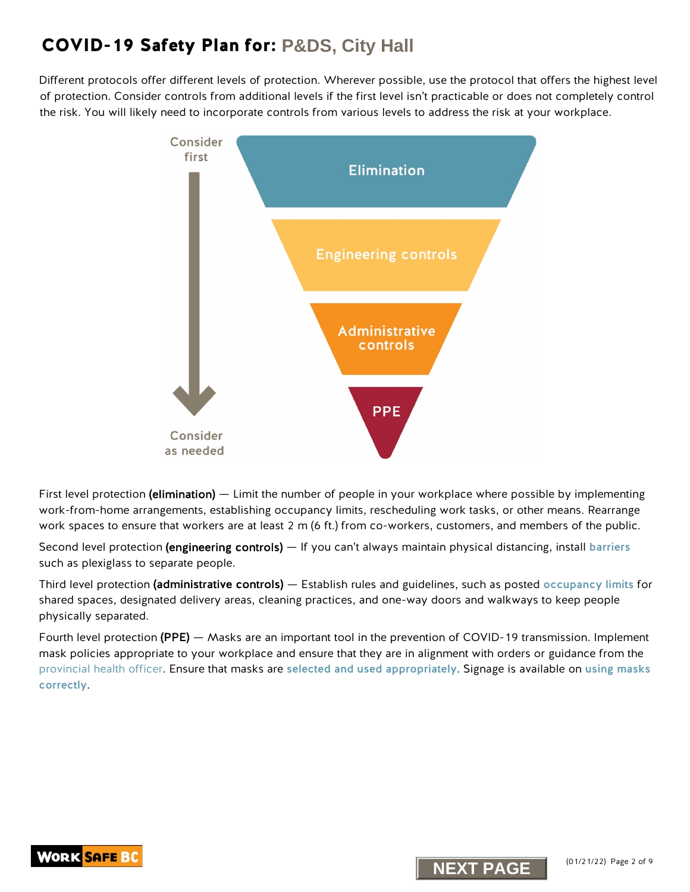# COVID-19 Safety Plan for: P&DS, City Hall

Different protocols offer different levels of protection. Wherever possible, use the protocol that offers the highest level of protection. Consider controls from additional levels if the first level isn't practicable or does not completely control the risk. You will likely need to incorporate controls from various levels to address the risk at your workplace.

Consider first

Elimination

Engineering controls

Administrative controls

PPE

Consider as needed

First level protection **(elimination)** — Limit the number of people in your workplace where possible by implementing work-from-home arrangements, establishing occupancy limits, rescheduling work tasks, or other means. Rearrange work spaces to ensure that workers are at least 2 m (6 ft.) from co-workers, customers, and members of the public.

Second level protection **(engineering controls)** — If you can't always maintain physical distancing, install **barriers** such as plexiglass to separate people.

Third level protection **(administrative controls)** — Establish rules and guidelines, such as posted **occupancy limits** for shared spaces, designated delivery areas, cleaning practices, and one-way doors and walkways to keep people physically separated.

Fourth level protection **(PPE)** — Masks are an important tool in the prevention of COVID-19 transmission. Implement mask policies appropriate to your workplace and ensure that they are in alignment with orders or guidance from the provincial health officer. Ensure that masks are **selected and used appropriately**. Signage is available on **using masks correctly**.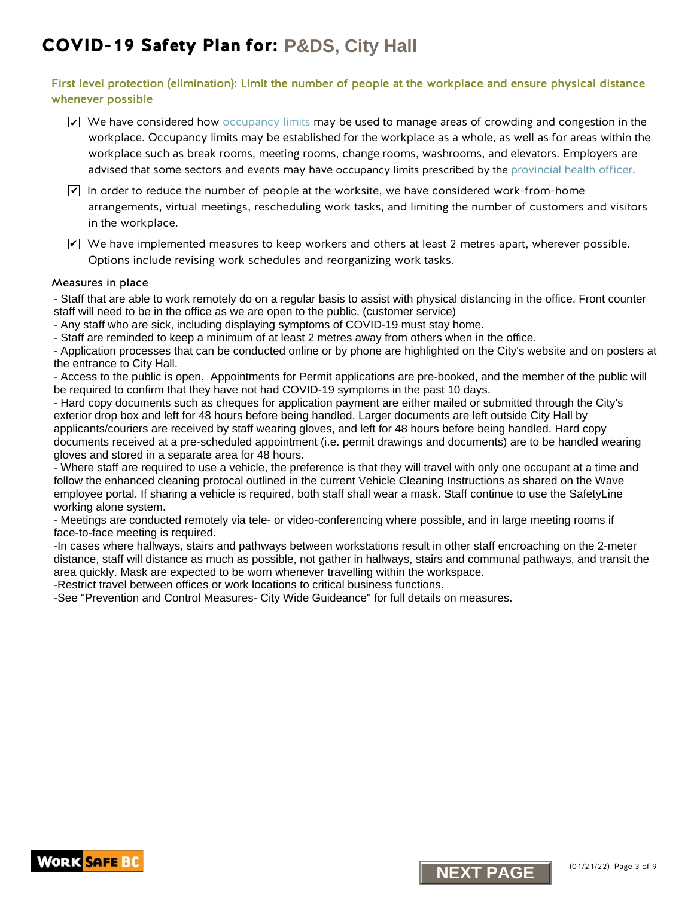# COVID-19 Safety Plan for: P&DS, City Hall

## First level protection (elimination): Limit the number of people at the workplace and ensure physical distance whenever possible

- ☑ We have considered how occupancy limits may be used to manage areas of crowding and congestion in the workplace. Occupancy limits may be established for the workplace as a whole, as well as for areas within the workplace such as break rooms, meeting rooms, change rooms, washrooms, and elevators. Employers are advised that some sectors and events may have occupancy limits prescribed by the provincial health officer.
- ☑ In order to reduce the number of people at the worksite, we have considered work-from-home arrangements, virtual meetings, rescheduling work tasks, and limiting the number of customers and visitors in the workplace.
- ☑ We have implemented measures to keep workers and others at least 2 metres apart, wherever possible. Options include revising work schedules and reorganizing work tasks.

### Measures in place

- Staff that are able to work remotely do on a regular basis to assist with physical distancing in the office. Front counter staff will need to be in the office as we are open to the public. (customer service)
- Any staff who are sick, including displaying symptoms of COVID-19 must stay home.
- Staff are reminded to keep a minimum of at least 2 metres away from others when in the office.
- Application processes that can be conducted online or by phone are highlighted on the City's website and on posters at the entrance to City Hall.
- Access to the public is open. Appointments for Permit applications are pre-booked, and the member of the public will be required to confirm that they have not had COVID-19 symptoms in the past 10 days.
- Hard copy documents such as cheques for application payment are either mailed or submitted through the City's exterior drop box and left for 48 hours before being handled. Larger documents are left outside City Hall by applicants/couriers are received by staff wearing gloves, and left for 48 hours before being handled. Hard copy documents received at a pre-scheduled appointment (i.e. permit drawings and documents) are to be handled wearing gloves and stored in a separate area for 48 hours.
- Where staff are required to use a vehicle, the preference is that they will travel with only one occupant at a time and follow the enhanced cleaning protocal outlined in the current Vehicle Cleaning Instructions as shared on the Wave employee portal. If sharing a vehicle is required, both staff shall wear a mask. Staff continue to use the SafetyLine working alone system.
- Meetings are conducted remotely via tele- or video-conferencing where possible, and in large meeting rooms if face-to-face meeting is required.
- In cases where hallways, stairs and pathways between workstations result in other staff encroaching on the 2-meter distance, staff will distance as much as possible, not gather in hallways, stairs and communal pathways, and transit the area quickly. Mask are expected to be worn whenever travelling within the workspace.
- Restrict travel between offices or work locations to critical business functions.
- See "Prevention and Control Measures- City Wide Guideance" for full details on measures.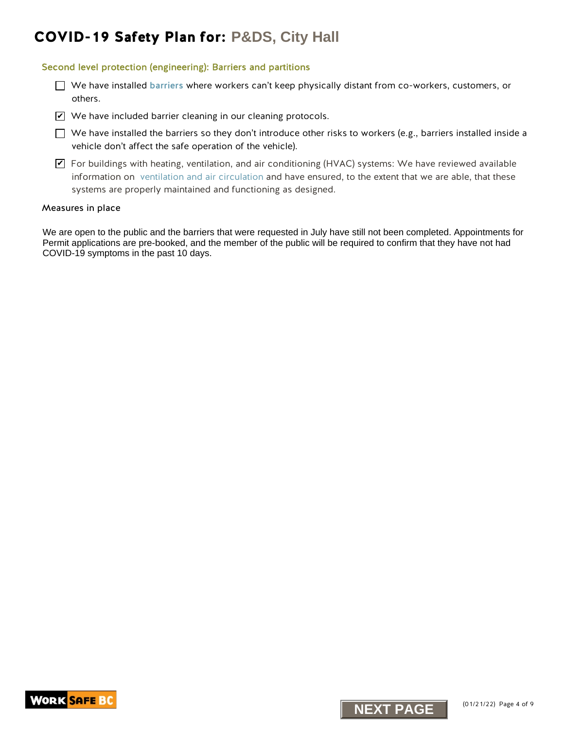# COVID-19 Safety Plan for: P&DS, City Hall

### Second level protection (engineering): Barriers and partitions

- [ ] We have installed barriers where workers can't keep physically distant from co-workers, customers, or others.
- [x] We have included barrier cleaning in our cleaning protocols.
- [ ] We have installed the barriers so they don't introduce other risks to workers (e.g., barriers installed inside a vehicle don't affect the safe operation of the vehicle).
- [x] For buildings with heating, ventilation, and air conditioning (HVAC) systems: We have reviewed available information on ventilation and air circulation and have ensured, to the extent that we are able, that these systems are properly maintained and functioning as designed.

#### Measures in place

We are open to the public and the barriers that were requested in July have still not been completed. Appointments for Permit applications are pre-booked, and the member of the public will be required to confirm that they have not had COVID-19 symptoms in the past 10 days.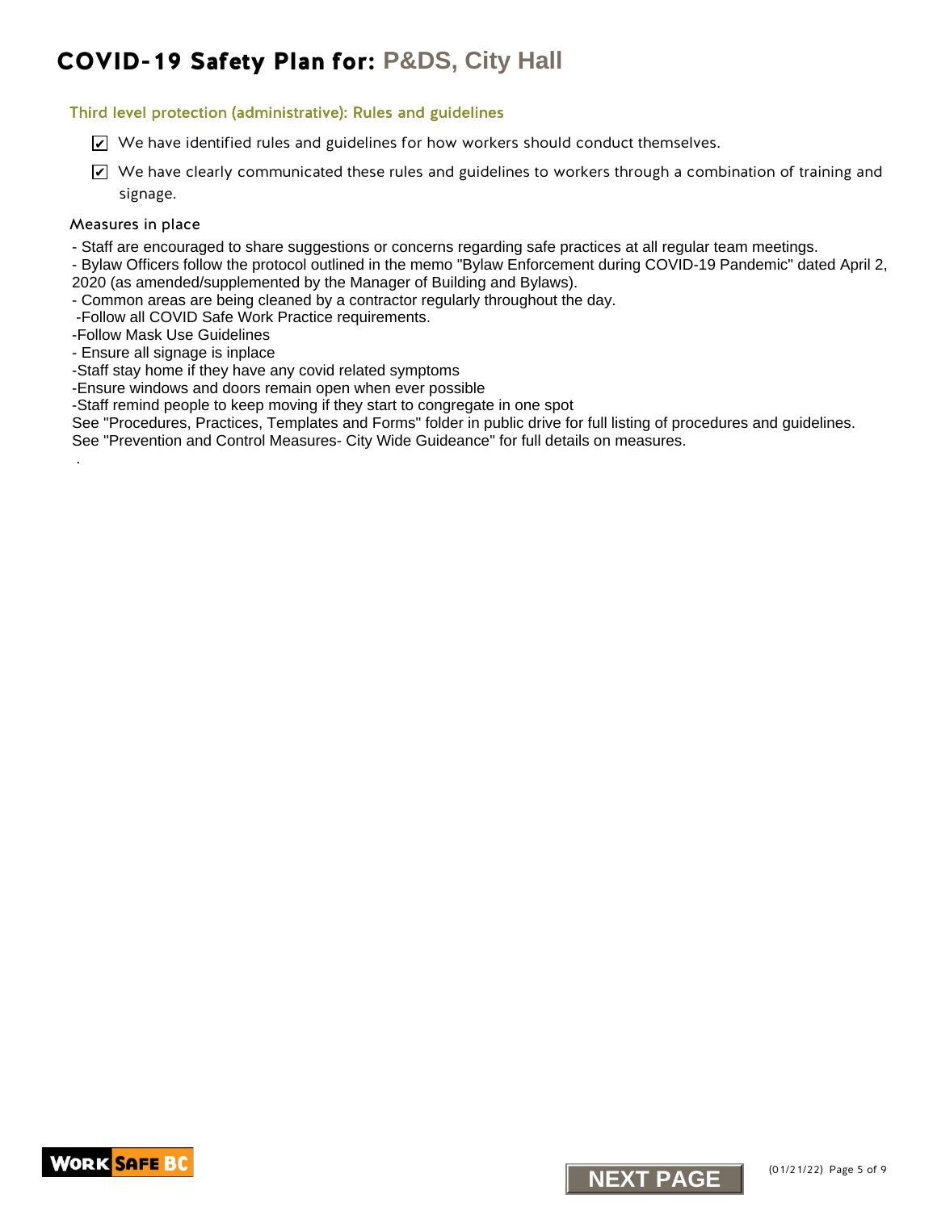# COVID-19 Safety Plan for: P&DS, City Hall

## Third level protection (administrative): Rules and guidelines

- [x] We have identified rules and guidelines for how workers should conduct themselves.
- [x] We have clearly communicated these rules and guidelines to workers through a combination of training and signage.

### Measures in place

- Staff are encouraged to share suggestions or concerns regarding safe practices at all regular team meetings.
- Bylaw Officers follow the protocol outlined in the memo "Bylaw Enforcement during COVID-19 Pandemic" dated April 2, 2020 (as amended/supplemented by the Manager of Building and Bylaws).
- Common areas are being cleaned by a contractor regularly throughout the day.
-Follow all COVID Safe Work Practice requirements.
-Follow Mask Use Guidelines
- Ensure all signage is inplace
-Staff stay home if they have any covid related symptoms
-Ensure windows and doors remain open when ever possible
-Staff remind people to keep moving if they start to congregate in one spot

See "Procedures, Practices, Templates and Forms" folder in public drive for full listing of procedures and guidelines.
See "Prevention and Control Measures- City Wide Guideance" for full details on measures.

.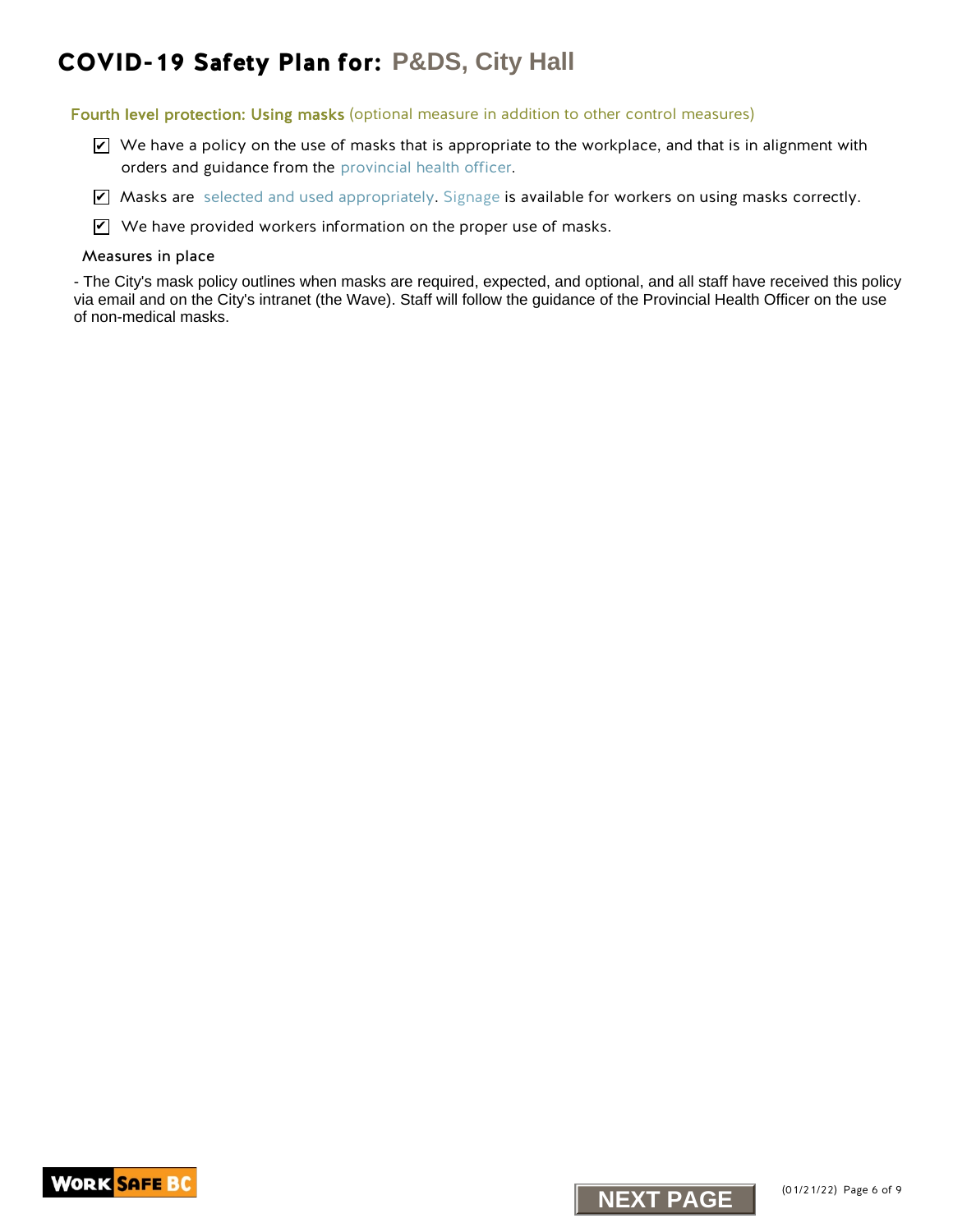# COVID-19 Safety Plan for: P&DS, City Hall

## Fourth level protection: Using masks (optional measure in addition to other control measures)

- [x] We have a policy on the use of masks that is appropriate to the workplace, and that is in alignment with orders and guidance from the provincial health officer.
- [x] Masks are selected and used appropriately. Signage is available for workers on using masks correctly.
- [x] We have provided workers information on the proper use of masks.

### Measures in place

- The City's mask policy outlines when masks are required, expected, and optional, and all staff have received this policy via email and on the City's intranet (the Wave). Staff will follow the guidance of the Provincial Health Officer on the use of non-medical masks.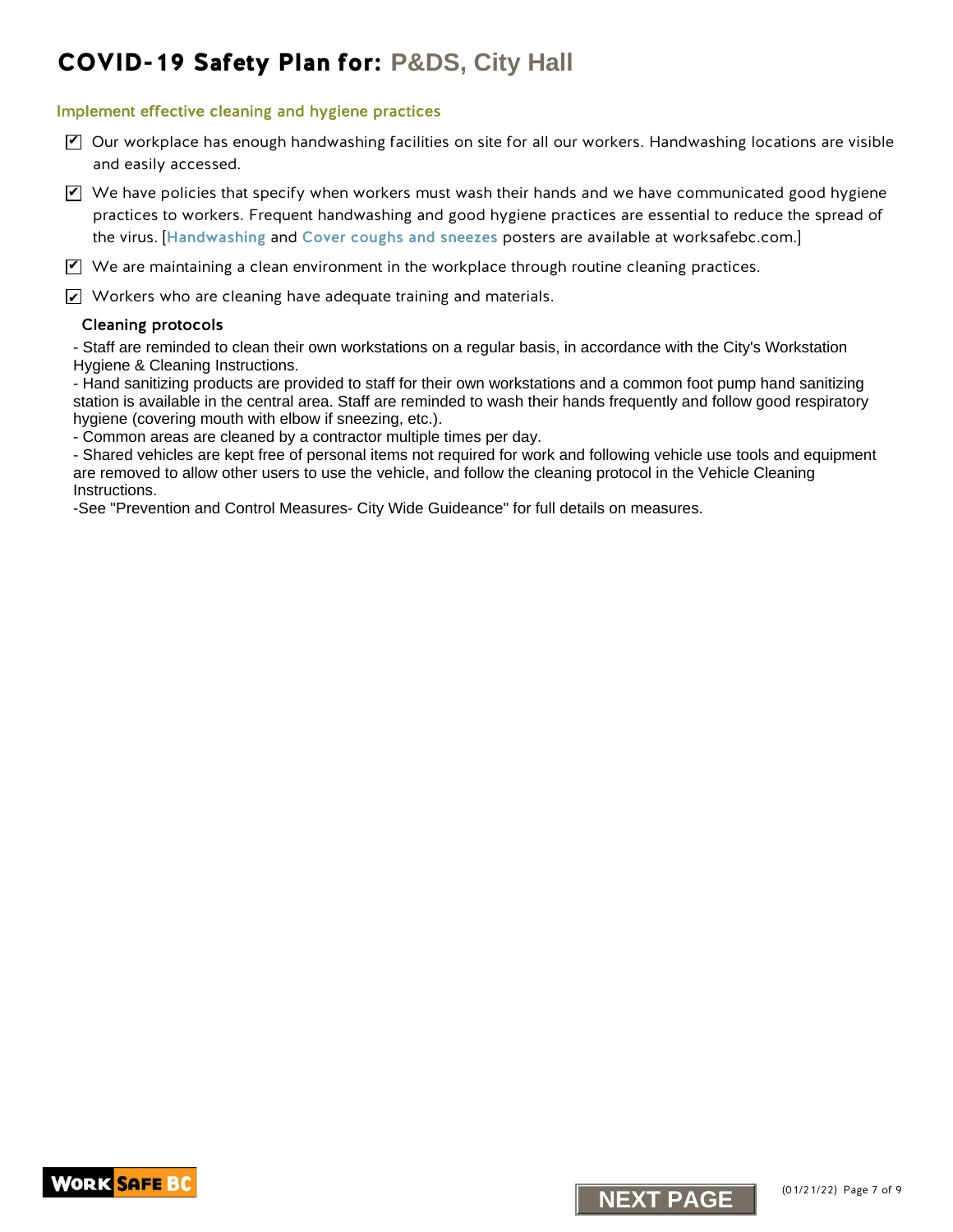# COVID-19 Safety Plan for: P&DS, City Hall

## Implement effective cleaning and hygiene practices

- ☑ Our workplace has enough handwashing facilities on site for all our workers. Handwashing locations are visible and easily accessed.
- ☑ We have policies that specify when workers must wash their hands and we have communicated good hygiene practices to workers. Frequent handwashing and good hygiene practices are essential to reduce the spread of the virus. [Handwashing and Cover coughs and sneezes posters are available at worksafebc.com.]
- ☑ We are maintaining a clean environment in the workplace through routine cleaning practices.
- ☑ Workers who are cleaning have adequate training and materials.

### Cleaning protocols

- Staff are reminded to clean their own workstations on a regular basis, in accordance with the City's Workstation Hygiene & Cleaning Instructions.
- Hand sanitizing products are provided to staff for their own workstations and a common foot pump hand sanitizing station is available in the central area. Staff are reminded to wash their hands frequently and follow good respiratory hygiene (covering mouth with elbow if sneezing, etc.).
- Common areas are cleaned by a contractor multiple times per day.
- Shared vehicles are kept free of personal items not required for work and following vehicle use tools and equipment are removed to allow other users to use the vehicle, and follow the cleaning protocol in the Vehicle Cleaning Instructions.

-See "Prevention and Control Measures- City Wide Guideance" for full details on measures.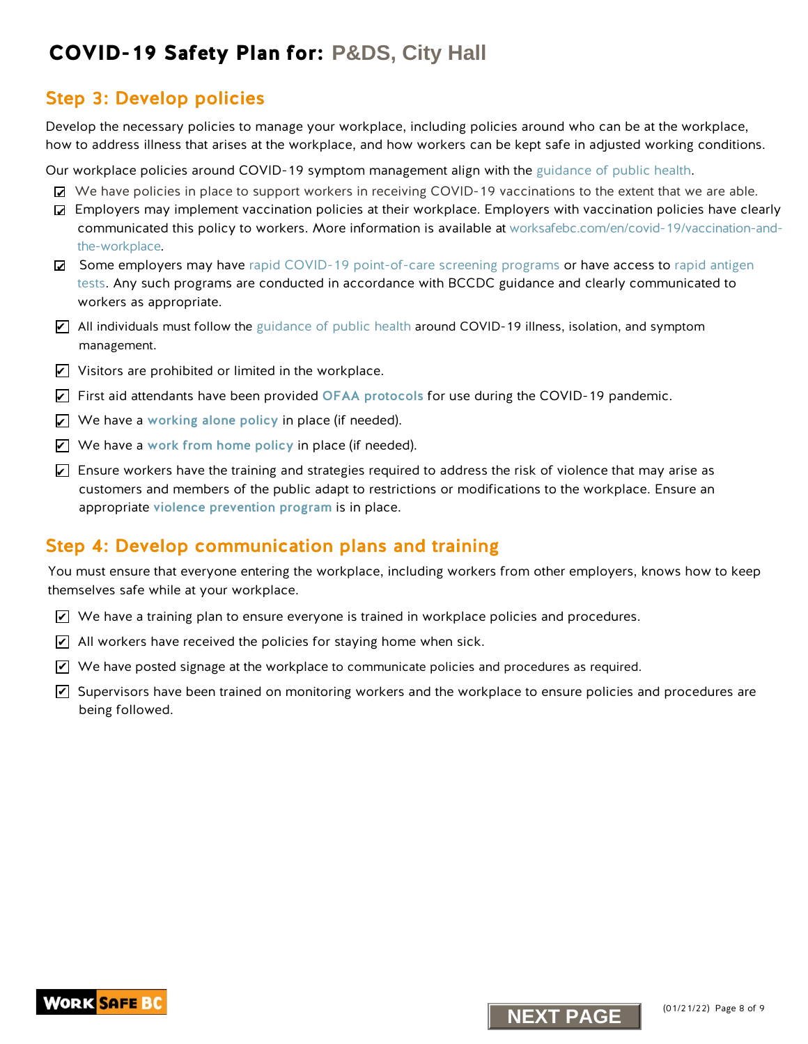# COVID-19 Safety Plan for: P&DS, City Hall

## Step 3: Develop policies

Develop the necessary policies to manage your workplace, including policies around who can be at the workplace, how to address illness that arises at the workplace, and how workers can be kept safe in adjusted working conditions.

Our workplace policies around COVID-19 symptom management align with the guidance of public health.

- ☑ We have policies in place to support workers in receiving COVID-19 vaccinations to the extent that we are able.
- ☑ Employers may implement vaccination policies at their workplace. Employers with vaccination policies have clearly communicated this policy to workers. More information is available at worksafebc.com/en/covid-19/vaccination-and-the-workplace.
- ☑ Some employers may have rapid COVID-19 point-of-care screening programs or have access to rapid antigen tests. Any such programs are conducted in accordance with BCCDC guidance and clearly communicated to workers as appropriate.
- ☑ All individuals must follow the guidance of public health around COVID-19 illness, isolation, and symptom management.
- ☑ Visitors are prohibited or limited in the workplace.
- ☑ First aid attendants have been provided **OFAA protocols** for use during the COVID-19 pandemic.
- ☑ We have a **working alone policy** in place (if needed).
- ☑ We have a **work from home policy** in place (if needed).
- ☑ Ensure workers have the training and strategies required to address the risk of violence that may arise as customers and members of the public adapt to restrictions or modifications to the workplace. Ensure an appropriate **violence prevention program** is in place.

## Step 4: Develop communication plans and training

You must ensure that everyone entering the workplace, including workers from other employers, knows how to keep themselves safe while at your workplace.

- ☑ We have a training plan to ensure everyone is trained in workplace policies and procedures.
- ☑ All workers have received the policies for staying home when sick.
- ☑ We have posted signage at the workplace to communicate policies and procedures as required.
- ☑ Supervisors have been trained on monitoring workers and the workplace to ensure policies and procedures are being followed.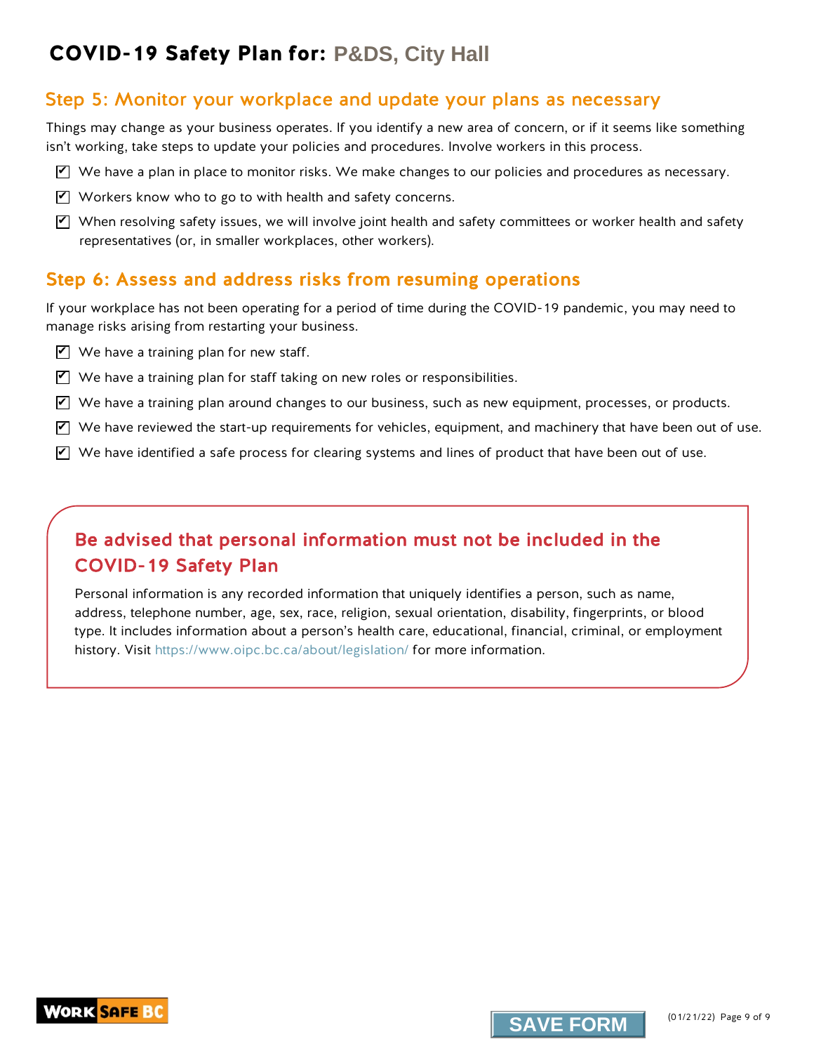# COVID-19 Safety Plan for: P&DS, City Hall

## Step 5: Monitor your workplace and update your plans as necessary

Things may change as your business operates. If you identify a new area of concern, or if it seems like something isn't working, take steps to update your policies and procedures. Involve workers in this process.

- ☑ We have a plan in place to monitor risks. We make changes to our policies and procedures as necessary.
- ☑ Workers know who to go to with health and safety concerns.
- ☑ When resolving safety issues, we will involve joint health and safety committees or worker health and safety representatives (or, in smaller workplaces, other workers).

## Step 6: Assess and address risks from resuming operations

If your workplace has not been operating for a period of time during the COVID-19 pandemic, you may need to manage risks arising from restarting your business.

- ☑ We have a training plan for new staff.
- ☑ We have a training plan for staff taking on new roles or responsibilities.
- ☑ We have a training plan around changes to our business, such as new equipment, processes, or products.
- ☑ We have reviewed the start-up requirements for vehicles, equipment, and machinery that have been out of use.
- ☑ We have identified a safe process for clearing systems and lines of product that have been out of use.

### Be advised that personal information must not be included in the COVID-19 Safety Plan

Personal information is any recorded information that uniquely identifies a person, such as name, address, telephone number, age, sex, race, religion, sexual orientation, disability, fingerprints, or blood type. It includes information about a person's health care, educational, financial, criminal, or employment history. Visit https://www.oipc.bc.ca/about/legislation/ for more information.

WORKSAFEBC

SAVE FORM

(01/21/22)